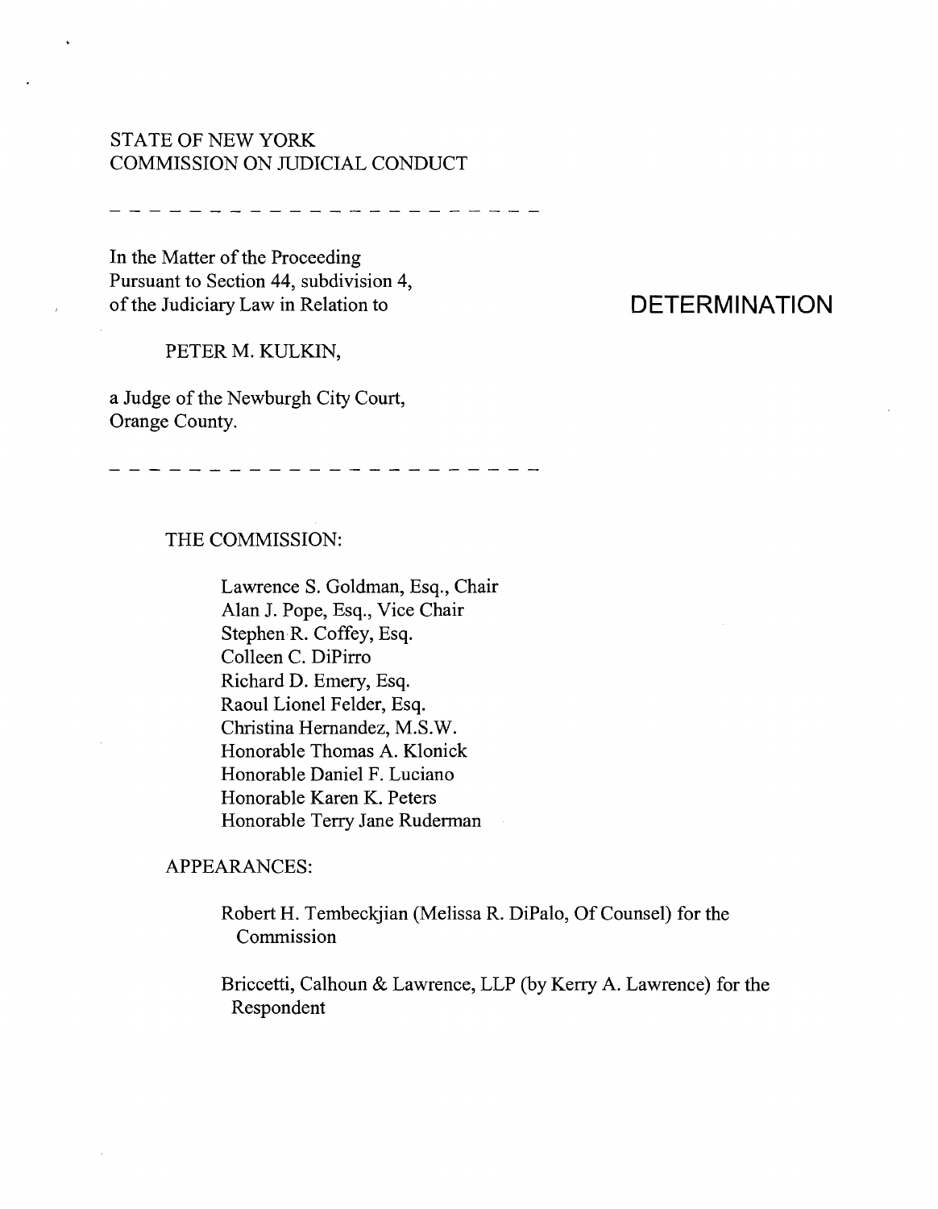STATE OF NEW YORK
COMMISSION ON JUDICIAL CONDUCT

---

In the Matter of the Proceeding
Pursuant to Section 44, subdivision 4,
of the Judiciary Law in Relation to

PETER M. KULKIN,

a Judge of the Newburgh City Court,
Orange County.

# DETERMINATION

---

THE COMMISSION:

Lawrence S. Goldman, Esq., Chair
Alan J. Pope, Esq., Vice Chair
Stephen R. Coffey, Esq.
Colleen C. DiPirro
Richard D. Emery, Esq.
Raoul Lionel Felder, Esq.
Christina Hernandez, M.S.W.
Honorable Thomas A. Klonick
Honorable Daniel F. Luciano
Honorable Karen K. Peters
Honorable Terry Jane Ruderman

APPEARANCES:

Robert H. Tembeckjian (Melissa R. DiPalo, Of Counsel) for the Commission

Briccetti, Calhoun & Lawrence, LLP (by Kerry A. Lawrence) for the Respondent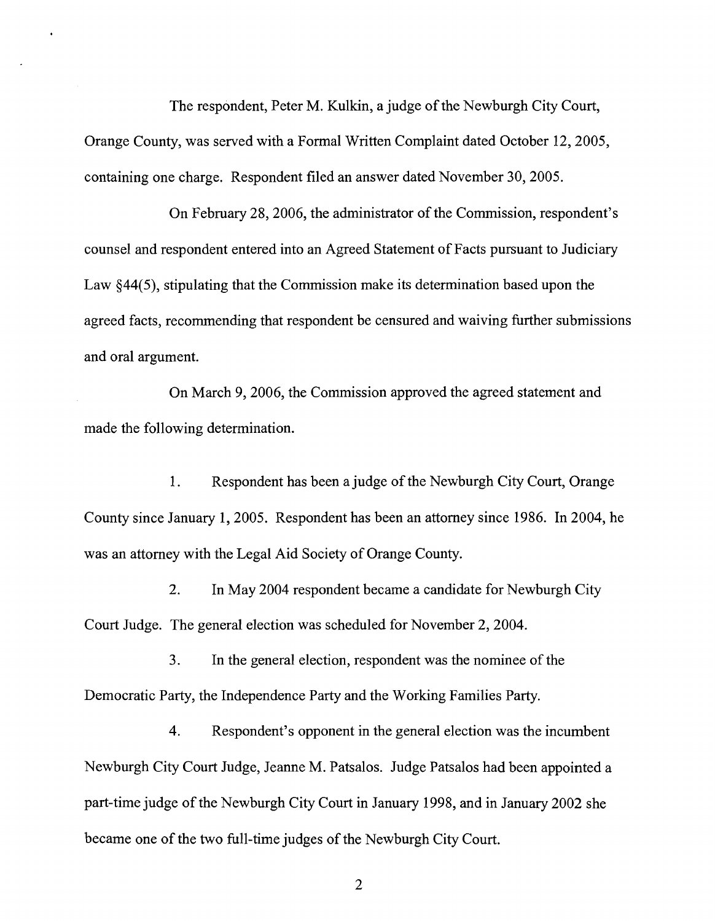The respondent, Peter M. Kulkin, a judge of the Newburgh City Court, Orange County, was served with a Formal Written Complaint dated October 12, 2005, containing one charge. Respondent filed an answer dated November 30, 2005.

On February 28, 2006, the administrator of the Commission, respondent's counsel and respondent entered into an Agreed Statement of Facts pursuant to Judiciary Law §44(5), stipulating that the Commission make its determination based upon the agreed facts, recommending that respondent be censured and waiving further submissions and oral argument.

On March 9, 2006, the Commission approved the agreed statement and made the following determination.

1. Respondent has been a judge of the Newburgh City Court, Orange County since January 1, 2005. Respondent has been an attorney since 1986. In 2004, he was an attorney with the Legal Aid Society of Orange County.

2. In May 2004 respondent became a candidate for Newburgh City Court Judge. The general election was scheduled for November 2, 2004.

3. In the general election, respondent was the nominee of the Democratic Party, the Independence Party and the Working Families Party.

4. Respondent's opponent in the general election was the incumbent Newburgh City Court Judge, Jeanne M. Patsalos. Judge Patsalos had been appointed a part-time judge of the Newburgh City Court in January 1998, and in January 2002 she became one of the two full-time judges of the Newburgh City Court.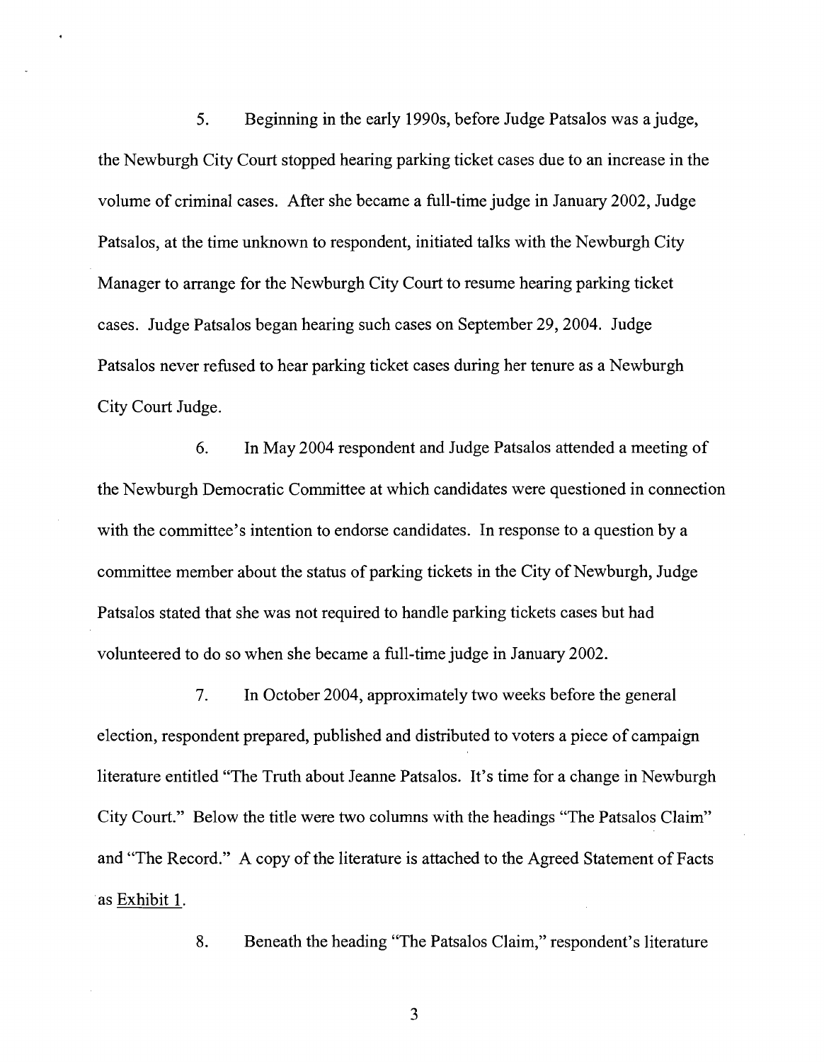5. Beginning in the early 1990s, before Judge Patsalos was a judge, the Newburgh City Court stopped hearing parking ticket cases due to an increase in the volume of criminal cases. After she became a full-time judge in January 2002, Judge Patsalos, at the time unknown to respondent, initiated talks with the Newburgh City Manager to arrange for the Newburgh City Court to resume hearing parking ticket cases. Judge Patsalos began hearing such cases on September 29, 2004. Judge Patsalos never refused to hear parking ticket cases during her tenure as a Newburgh City Court Judge.

6. In May 2004 respondent and Judge Patsalos attended a meeting of the Newburgh Democratic Committee at which candidates were questioned in connection with the committee's intention to endorse candidates. In response to a question by a committee member about the status of parking tickets in the City of Newburgh, Judge Patsalos stated that she was not required to handle parking tickets cases but had volunteered to do so when she became a full-time judge in January 2002.

7. In October 2004, approximately two weeks before the general election, respondent prepared, published and distributed to voters a piece of campaign literature entitled "The Truth about Jeanne Patsalos. It's time for a change in Newburgh City Court." Below the title were two columns with the headings "The Patsalos Claim" and "The Record." A copy of the literature is attached to the Agreed Statement of Facts as Exhibit 1.

8. Beneath the heading "The Patsalos Claim," respondent's literature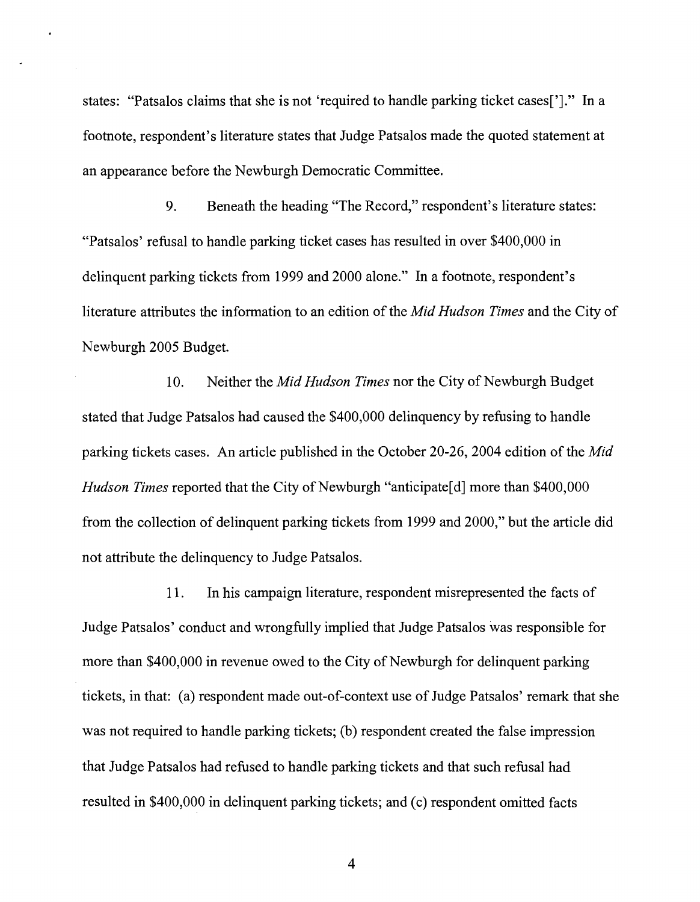states: "Patsalos claims that she is not 'required to handle parking ticket cases[']." In a footnote, respondent's literature states that Judge Patsalos made the quoted statement at an appearance before the Newburgh Democratic Committee.

9. Beneath the heading "The Record," respondent's literature states: "Patsalos' refusal to handle parking ticket cases has resulted in over $400,000 in delinquent parking tickets from 1999 and 2000 alone." In a footnote, respondent's literature attributes the information to an edition of the *Mid Hudson Times* and the City of Newburgh 2005 Budget.

10. Neither the *Mid Hudson Times* nor the City of Newburgh Budget stated that Judge Patsalos had caused the $400,000 delinquency by refusing to handle parking tickets cases. An article published in the October 20-26, 2004 edition of the *Mid Hudson Times* reported that the City of Newburgh "anticipate[d] more than $400,000 from the collection of delinquent parking tickets from 1999 and 2000," but the article did not attribute the delinquency to Judge Patsalos.

11. In his campaign literature, respondent misrepresented the facts of Judge Patsalos' conduct and wrongfully implied that Judge Patsalos was responsible for more than $400,000 in revenue owed to the City of Newburgh for delinquent parking tickets, in that: (a) respondent made out-of-context use of Judge Patsalos' remark that she was not required to handle parking tickets; (b) respondent created the false impression that Judge Patsalos had refused to handle parking tickets and that such refusal had resulted in $400,000 in delinquent parking tickets; and (c) respondent omitted facts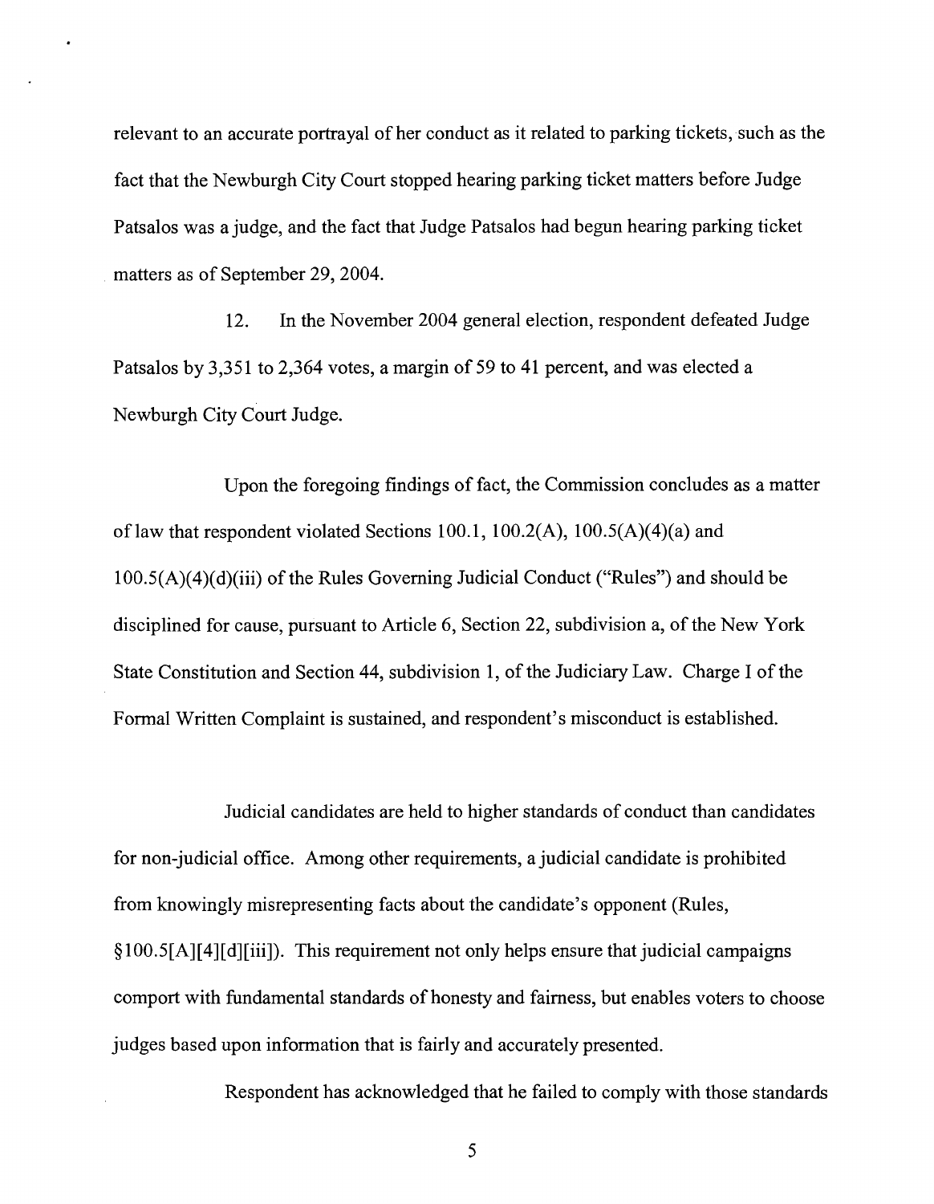relevant to an accurate portrayal of her conduct as it related to parking tickets, such as the fact that the Newburgh City Court stopped hearing parking ticket matters before Judge Patsalos was a judge, and the fact that Judge Patsalos had begun hearing parking ticket matters as of September 29, 2004.

12. In the November 2004 general election, respondent defeated Judge Patsalos by 3,351 to 2,364 votes, a margin of 59 to 41 percent, and was elected a Newburgh City Court Judge.

Upon the foregoing findings of fact, the Commission concludes as a matter of law that respondent violated Sections 100.1, 100.2(A), 100.5(A)(4)(a) and 100.5(A)(4)(d)(iii) of the Rules Governing Judicial Conduct ("Rules") and should be disciplined for cause, pursuant to Article 6, Section 22, subdivision a, of the New York State Constitution and Section 44, subdivision 1, of the Judiciary Law. Charge I of the Formal Written Complaint is sustained, and respondent's misconduct is established.

Judicial candidates are held to higher standards of conduct than candidates for non-judicial office. Among other requirements, a judicial candidate is prohibited from knowingly misrepresenting facts about the candidate's opponent (Rules, §100.5[A][4][d][iii]). This requirement not only helps ensure that judicial campaigns comport with fundamental standards of honesty and fairness, but enables voters to choose judges based upon information that is fairly and accurately presented.

Respondent has acknowledged that he failed to comply with those standards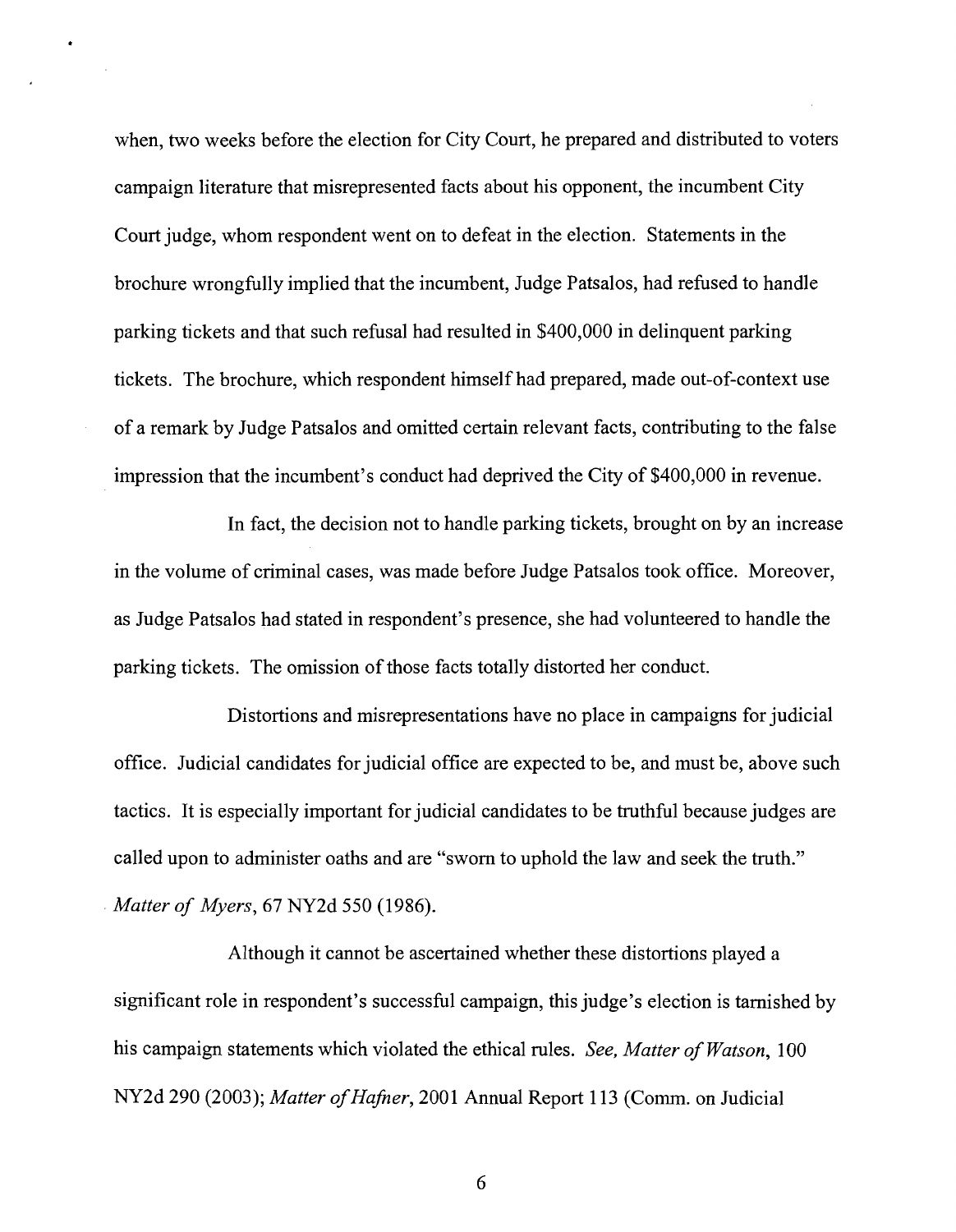when, two weeks before the election for City Court, he prepared and distributed to voters campaign literature that misrepresented facts about his opponent, the incumbent City Court judge, whom respondent went on to defeat in the election. Statements in the brochure wrongfully implied that the incumbent, Judge Patsalos, had refused to handle parking tickets and that such refusal had resulted in $400,000 in delinquent parking tickets. The brochure, which respondent himself had prepared, made out-of-context use of a remark by Judge Patsalos and omitted certain relevant facts, contributing to the false impression that the incumbent's conduct had deprived the City of $400,000 in revenue.

In fact, the decision not to handle parking tickets, brought on by an increase in the volume of criminal cases, was made before Judge Patsalos took office. Moreover, as Judge Patsalos had stated in respondent's presence, she had volunteered to handle the parking tickets. The omission of those facts totally distorted her conduct.

Distortions and misrepresentations have no place in campaigns for judicial office. Judicial candidates for judicial office are expected to be, and must be, above such tactics. It is especially important for judicial candidates to be truthful because judges are called upon to administer oaths and are "sworn to uphold the law and seek the truth." *Matter of Myers*, 67 NY2d 550 (1986).

Although it cannot be ascertained whether these distortions played a significant role in respondent's successful campaign, this judge's election is tarnished by his campaign statements which violated the ethical rules. *See, Matter of Watson*, 100 NY2d 290 (2003); *Matter of Hafner*, 2001 Annual Report 113 (Comm. on Judicial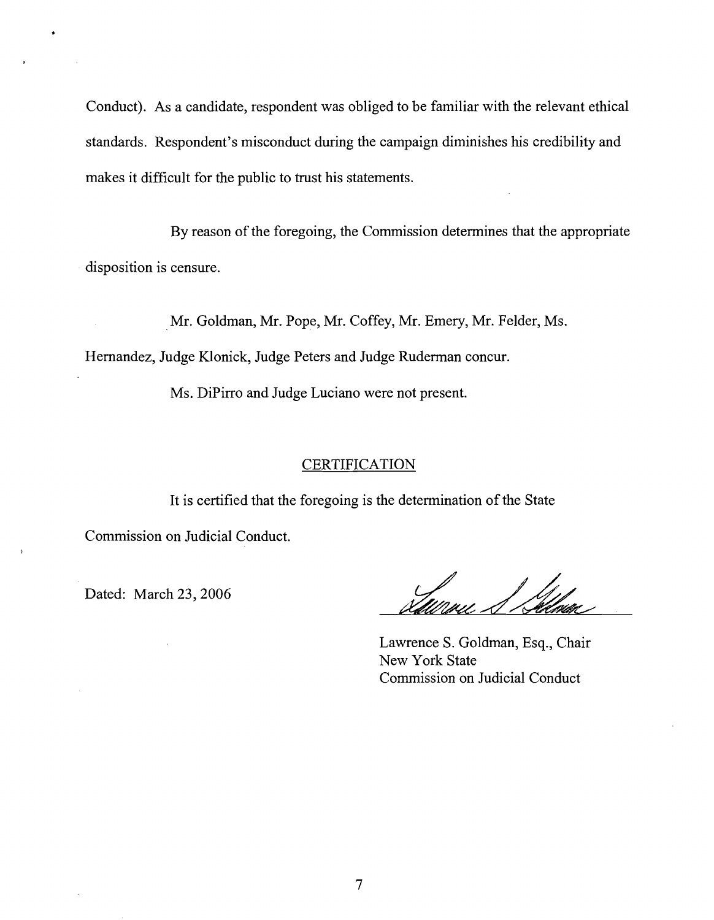Conduct). As a candidate, respondent was obliged to be familiar with the relevant ethical standards. Respondent's misconduct during the campaign diminishes his credibility and makes it difficult for the public to trust his statements.

By reason of the foregoing, the Commission determines that the appropriate disposition is censure.

Mr. Goldman, Mr. Pope, Mr. Coffey, Mr. Emery, Mr. Felder, Ms. Hernandez, Judge Klonick, Judge Peters and Judge Ruderman concur.

Ms. DiPirro and Judge Luciano were not present.

## CERTIFICATION

It is certified that the foregoing is the determination of the State Commission on Judicial Conduct.

Dated: March 23, 2006

Lawrence S. Goldman, Esq., Chair
New York State
Commission on Judicial Conduct